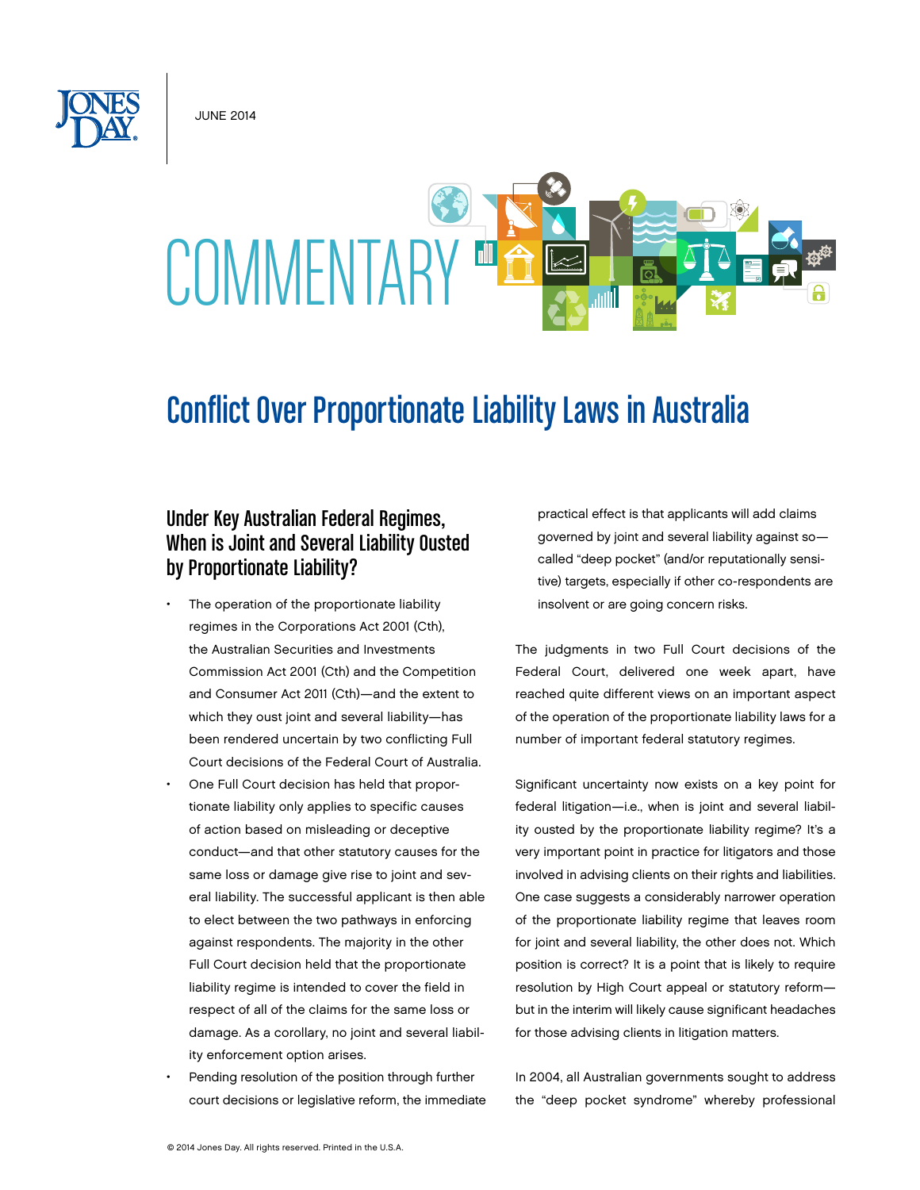JUNE 2014

# COMMENTARY

# Conflict Over Proportionate Liability Laws in Australia

## Under Key Australian Federal Regimes, When is Joint and Several Liability Ousted by Proportionate Liability?

- The operation of the proportionate liability regimes in the Corporations Act 2001 (Cth), the Australian Securities and Investments Commission Act 2001 (Cth) and the Competition and Consumer Act 2011 (Cth)—and the extent to which they oust joint and several liability—has been rendered uncertain by two conflicting Full Court decisions of the Federal Court of Australia.
- One Full Court decision has held that proportionate liability only applies to specific causes of action based on misleading or deceptive conduct—and that other statutory causes for the same loss or damage give rise to joint and several liability. The successful applicant is then able to elect between the two pathways in enforcing against respondents. The majority in the other Full Court decision held that the proportionate liability regime is intended to cover the field in respect of all of the claims for the same loss or damage. As a corollary, no joint and several liability enforcement option arises.
- Pending resolution of the position through further court decisions or legislative reform, the immediate practical effect is that applicants will add claims governed by joint and several liability against so-called "deep pocket" (and/or reputationally sensitive) targets, especially if other co-respondents are insolvent or are going concern risks.

The judgments in two Full Court decisions of the Federal Court, delivered one week apart, have reached quite different views on an important aspect of the operation of the proportionate liability laws for a number of important federal statutory regimes.

Significant uncertainty now exists on a key point for federal litigation—i.e., when is joint and several liability ousted by the proportionate liability regime? It's a very important point in practice for litigators and those involved in advising clients on their rights and liabilities. One case suggests a considerably narrower operation of the proportionate liability regime that leaves room for joint and several liability, the other does not. Which position is correct? It is a point that is likely to require resolution by High Court appeal or statutory reform—but in the interim will likely cause significant headaches for those advising clients in litigation matters.

In 2004, all Australian governments sought to address the "deep pocket syndrome" whereby professional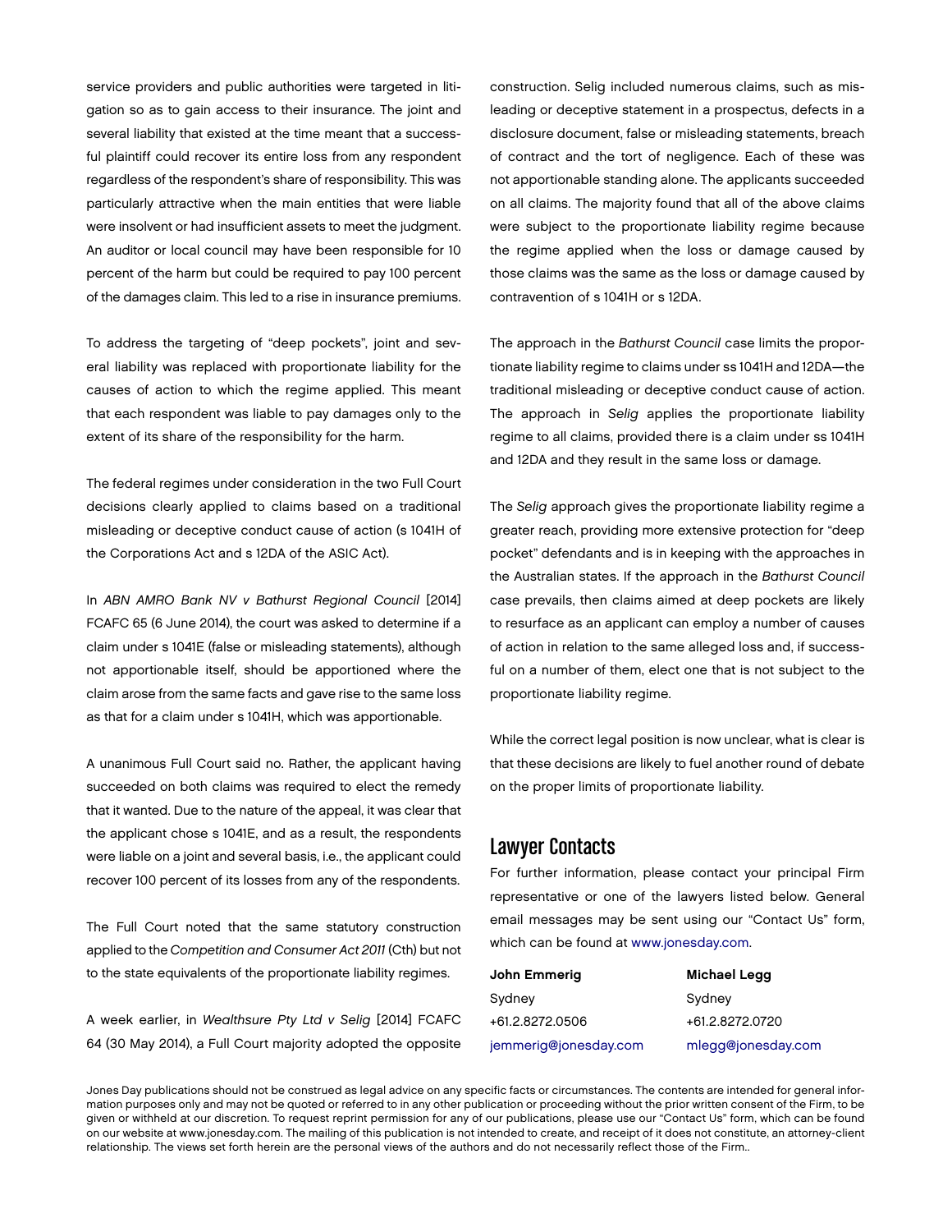service providers and public authorities were targeted in litigation so as to gain access to their insurance. The joint and several liability that existed at the time meant that a successful plaintiff could recover its entire loss from any respondent regardless of the respondent's share of responsibility. This was particularly attractive when the main entities that were liable were insolvent or had insufficient assets to meet the judgment. An auditor or local council may have been responsible for 10 percent of the harm but could be required to pay 100 percent of the damages claim. This led to a rise in insurance premiums.

To address the targeting of "deep pockets", joint and several liability was replaced with proportionate liability for the causes of action to which the regime applied. This meant that each respondent was liable to pay damages only to the extent of its share of the responsibility for the harm.

The federal regimes under consideration in the two Full Court decisions clearly applied to claims based on a traditional misleading or deceptive conduct cause of action (s 1041H of the Corporations Act and s 12DA of the ASIC Act).

In *ABN AMRO Bank NV v Bathurst Regional Council* [2014] FCAFC 65 (6 June 2014), the court was asked to determine if a claim under s 1041E (false or misleading statements), although not apportionable itself, should be apportioned where the claim arose from the same facts and gave rise to the same loss as that for a claim under s 1041H, which was apportionable.

A unanimous Full Court said no. Rather, the applicant having succeeded on both claims was required to elect the remedy that it wanted. Due to the nature of the appeal, it was clear that the applicant chose s 1041E, and as a result, the respondents were liable on a joint and several basis, i.e., the applicant could recover 100 percent of its losses from any of the respondents.

The Full Court noted that the same statutory construction applied to the *Competition and Consumer Act 2011* (Cth) but not to the state equivalents of the proportionate liability regimes.

A week earlier, in *Wealthsure Pty Ltd v Selig* [2014] FCAFC 64 (30 May 2014), a Full Court majority adopted the opposite construction. Selig included numerous claims, such as misleading or deceptive statement in a prospectus, defects in a disclosure document, false or misleading statements, breach of contract and the tort of negligence. Each of these was not apportionable standing alone. The applicants succeeded on all claims. The majority found that all of the above claims were subject to the proportionate liability regime because the regime applied when the loss or damage caused by those claims was the same as the loss or damage caused by contravention of s 1041H or s 12DA.

The approach in the *Bathurst Council* case limits the proportionate liability regime to claims under ss 1041H and 12DA—the traditional misleading or deceptive conduct cause of action. The approach in *Selig* applies the proportionate liability regime to all claims, provided there is a claim under ss 1041H and 12DA and they result in the same loss or damage.

The *Selig* approach gives the proportionate liability regime a greater reach, providing more extensive protection for "deep pocket" defendants and is in keeping with the approaches in the Australian states. If the approach in the *Bathurst Council* case prevails, then claims aimed at deep pockets are likely to resurface as an applicant can employ a number of causes of action in relation to the same alleged loss and, if successful on a number of them, elect one that is not subject to the proportionate liability regime.

While the correct legal position is now unclear, what is clear is that these decisions are likely to fuel another round of debate on the proper limits of proportionate liability.

## Lawyer Contacts

For further information, please contact your principal Firm representative or one of the lawyers listed below. General email messages may be sent using our "Contact Us" form, which can be found at www.jonesday.com.

**John Emmerig**
Sydney
+61.2.8272.0506
jemmerig@jonesday.com

**Michael Legg**
Sydney
+61.2.8272.0720
mlegg@jonesday.com

Jones Day publications should not be construed as legal advice on any specific facts or circumstances. The contents are intended for general information purposes only and may not be quoted or referred to in any other publication or proceeding without the prior written consent of the Firm, to be given or withheld at our discretion. To request reprint permission for any of our publications, please use our "Contact Us" form, which can be found on our website at www.jonesday.com. The mailing of this publication is not intended to create, and receipt of it does not constitute, an attorney-client relationship. The views set forth herein are the personal views of the authors and do not necessarily reflect those of the Firm..